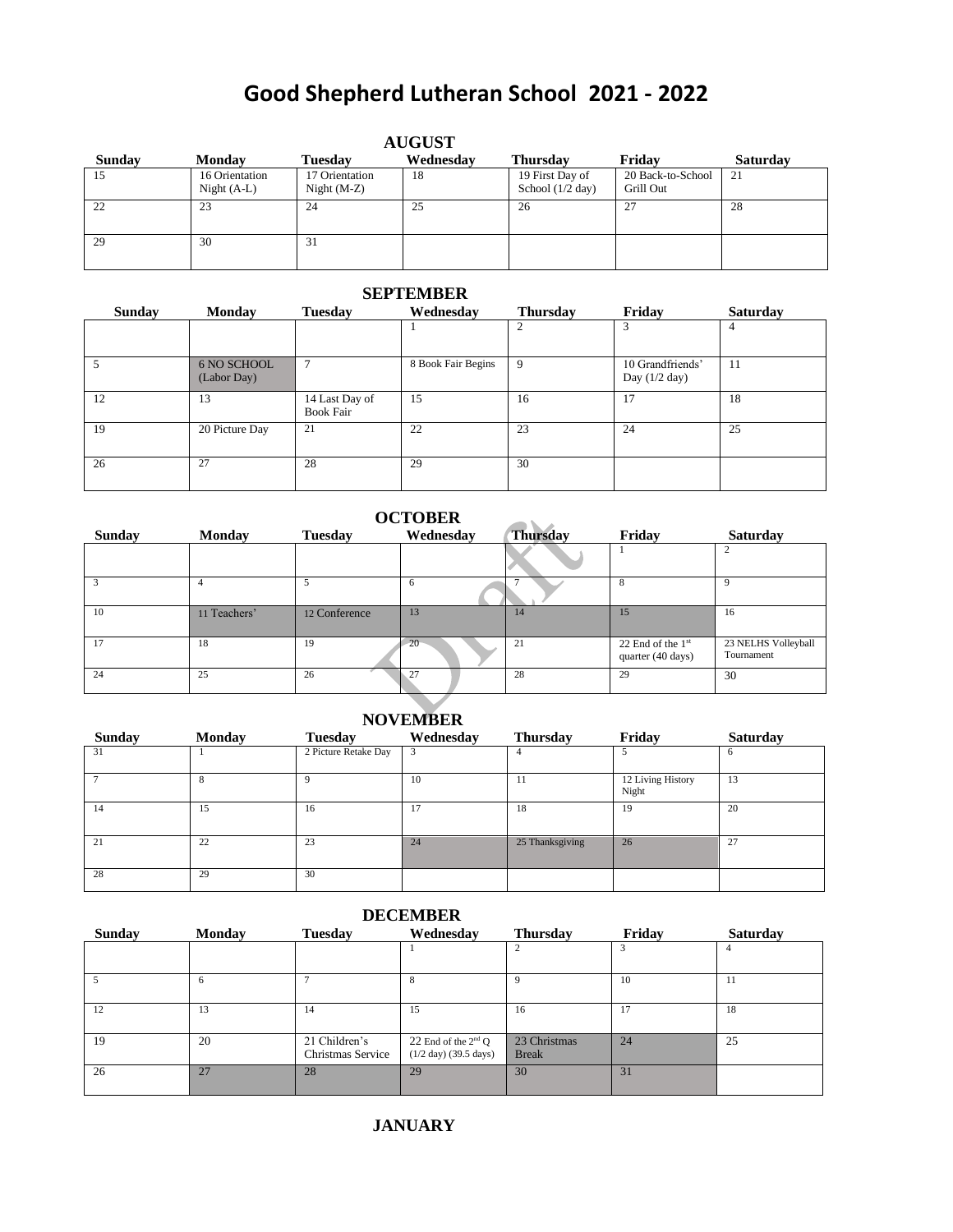# Good Shepherd Lutheran School 2021 - 2022

## AUGUST

| Sunday | Monday | Tuesday | Wednesday | Thursday | Friday | Saturday |
|---|---|---|---|---|---|---|
| 15 | 16 Orientation Night (A-L) | 17 Orientation Night (M-Z) | 18 | 19 First Day of School (1/2 day) | 20 Back-to-School Grill Out | 21 |
| 22 | 23 | 24 | 25 | 26 | 27 | 28 |
| 29 | 30 | 31 | | | | |

## SEPTEMBER

| Sunday | Monday | Tuesday | Wednesday | Thursday | Friday | Saturday |
|---|---|---|---|---|---|---|
| | | | 1 | 2 | 3 | 4 |
| 5 | 6 NO SCHOOL (Labor Day) | 7 | 8 Book Fair Begins | 9 | 10 Grandfriends' Day (1/2 day) | 11 |
| 12 | 13 | 14 Last Day of Book Fair | 15 | 16 | 17 | 18 |
| 19 | 20 Picture Day | 21 | 22 | 23 | 24 | 25 |
| 26 | 27 | 28 | 29 | 30 | | |

## OCTOBER

| Sunday | Monday | Tuesday | Wednesday | Thursday | Friday | Saturday |
|---|---|---|---|---|---|---|
| | | | | | 1 | 2 |
| 3 | 4 | 5 | 6 | 7 | 8 | 9 |
| 10 | 11 Teachers' | 12 Conference | 13 | 14 | 15 | 16 |
| 17 | 18 | 19 | 20 | 21 | 22 End of the 1st quarter (40 days) | 23 NELHS Volleyball Tournament |
| 24 | 25 | 26 | 27 | 28 | 29 | 30 |

## NOVEMBER

| Sunday | Monday | Tuesday | Wednesday | Thursday | Friday | Saturday |
|---|---|---|---|---|---|---|
| 31 | 1 | 2 Picture Retake Day | 3 | 4 | 5 | 6 |
| 7 | 8 | 9 | 10 | 11 | 12 Living History Night | 13 |
| 14 | 15 | 16 | 17 | 18 | 19 | 20 |
| 21 | 22 | 23 | 24 | 25 Thanksgiving | 26 | 27 |
| 28 | 29 | 30 | | | | |

## DECEMBER

| Sunday | Monday | Tuesday | Wednesday | Thursday | Friday | Saturday |
|---|---|---|---|---|---|---|
| | | | 1 | 2 | 3 | 4 |
| 5 | 6 | 7 | 8 | 9 | 10 | 11 |
| 12 | 13 | 14 | 15 | 16 | 17 | 18 |
| 19 | 20 | 21 Children's Christmas Service | 22 End of the 2nd Q (1/2 day) (39.5 days) | 23 Christmas Break | 24 | 25 |
| 26 | 27 | 28 | 29 | 30 | 31 | |

## JANUARY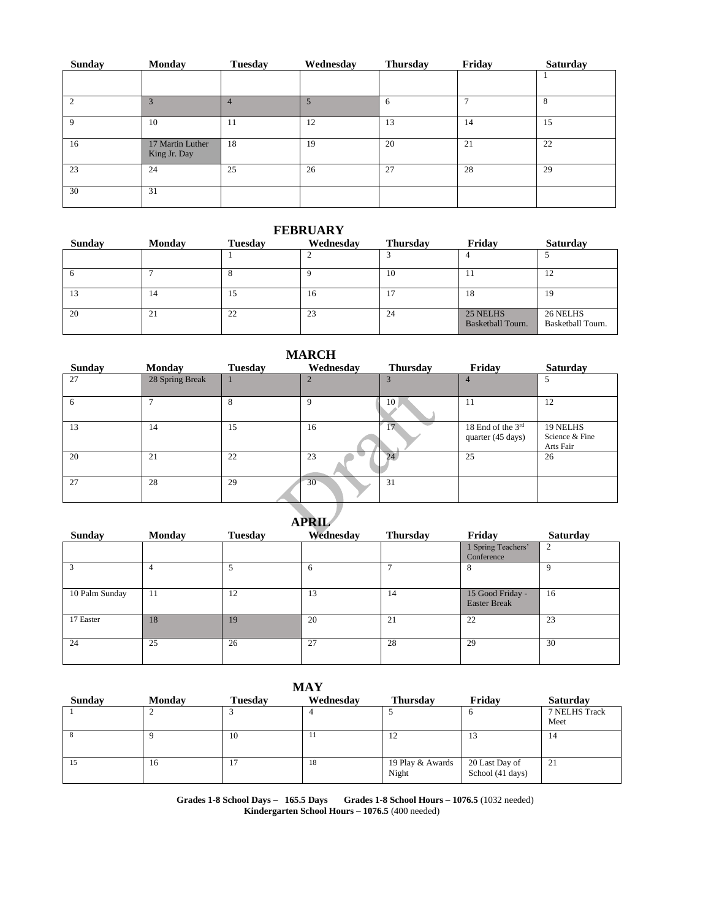| Sunday | Monday | Tuesday | Wednesday | Thursday | Friday | Saturday |
|---|---|---|---|---|---|---|
| | | | | | | 1 |
| 2 | 3 | 4 | 5 | 6 | 7 | 8 |
| 9 | 10 | 11 | 12 | 13 | 14 | 15 |
| 16 | 17 Martin Luther King Jr. Day | 18 | 19 | 20 | 21 | 22 |
| 23 | 24 | 25 | 26 | 27 | 28 | 29 |
| 30 | 31 | | | | | |

## FEBRUARY

| Sunday | Monday | Tuesday | Wednesday | Thursday | Friday | Saturday |
|---|---|---|---|---|---|---|
| | | 1 | 2 | 3 | 4 | 5 |
| 6 | 7 | 8 | 9 | 10 | 11 | 12 |
| 13 | 14 | 15 | 16 | 17 | 18 | 19 |
| 20 | 21 | 22 | 23 | 24 | 25 NELHS Basketball Tourn. | 26 NELHS Basketball Tourn. |

## MARCH

| Sunday | Monday | Tuesday | Wednesday | Thursday | Friday | Saturday |
|---|---|---|---|---|---|---|
| 27 | 28 Spring Break | 1 | 2 | 3 | 4 | 5 |
| 6 | 7 | 8 | 9 | 10 | 11 | 12 |
| 13 | 14 | 15 | 16 | 17 | 18 End of the 3rd quarter (45 days) | 19 NELHS Science & Fine Arts Fair |
| 20 | 21 | 22 | 23 | 24 | 25 | 26 |
| 27 | 28 | 29 | 30 | 31 | | |

## APRIL

| Sunday | Monday | Tuesday | Wednesday | Thursday | Friday | Saturday |
|---|---|---|---|---|---|---|
| | | | | | 1 Spring Teachers' Conference | 2 |
| 3 | 4 | 5 | 6 | 7 | 8 | 9 |
| 10 Palm Sunday | 11 | 12 | 13 | 14 | 15 Good Friday - Easter Break | 16 |
| 17 Easter | 18 | 19 | 20 | 21 | 22 | 23 |
| 24 | 25 | 26 | 27 | 28 | 29 | 30 |

## MAY

| Sunday | Monday | Tuesday | Wednesday | Thursday | Friday | Saturday |
|---|---|---|---|---|---|---|
| 1 | 2 | 3 | 4 | 5 | 6 | 7 NELHS Track Meet |
| 8 | 9 | 10 | 11 | 12 | 13 | 14 |
| 15 | 16 | 17 | 18 | 19 Play & Awards Night | 20 Last Day of School (41 days) | 21 |

**Grades 1-8 School Days – 165.5 Days** **Grades 1-8 School Hours – 1076.5** (1032 needed)
**Kindergarten School Hours – 1076.5** (400 needed)